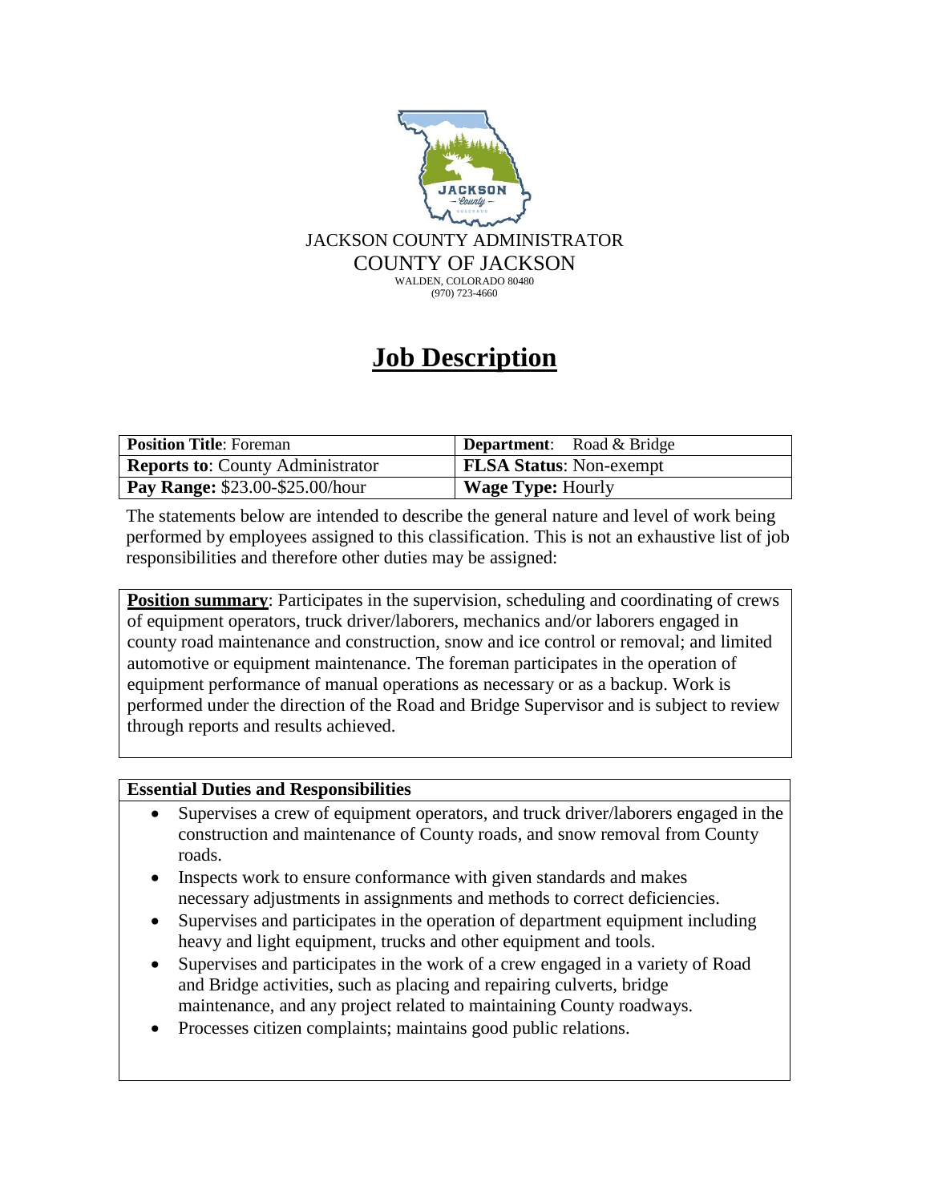JACKSON COUNTY ADMINISTRATOR

COUNTY OF JACKSON

WALDEN, COLORADO 80480

(970) 723-4660

# Job Description

| **Position Title**: Foreman | **Department**: Road & Bridge |
|---|---|
| **Reports to**: County Administrator | **FLSA Status**: Non-exempt |
| **Pay Range:** $23.00-$25.00/hour | **Wage Type:** Hourly |

The statements below are intended to describe the general nature and level of work being performed by employees assigned to this classification. This is not an exhaustive list of job responsibilities and therefore other duties may be assigned:

**Position summary**: Participates in the supervision, scheduling and coordinating of crews of equipment operators, truck driver/laborers, mechanics and/or laborers engaged in county road maintenance and construction, snow and ice control or removal; and limited automotive or equipment maintenance. The foreman participates in the operation of equipment performance of manual operations as necessary or as a backup. Work is performed under the direction of the Road and Bridge Supervisor and is subject to review through reports and results achieved.

**Essential Duties and Responsibilities**

- Supervises a crew of equipment operators, and truck driver/laborers engaged in the construction and maintenance of County roads, and snow removal from County roads.
- Inspects work to ensure conformance with given standards and makes necessary adjustments in assignments and methods to correct deficiencies.
- Supervises and participates in the operation of department equipment including heavy and light equipment, trucks and other equipment and tools.
- Supervises and participates in the work of a crew engaged in a variety of Road and Bridge activities, such as placing and repairing culverts, bridge maintenance, and any project related to maintaining County roadways.
- Processes citizen complaints; maintains good public relations.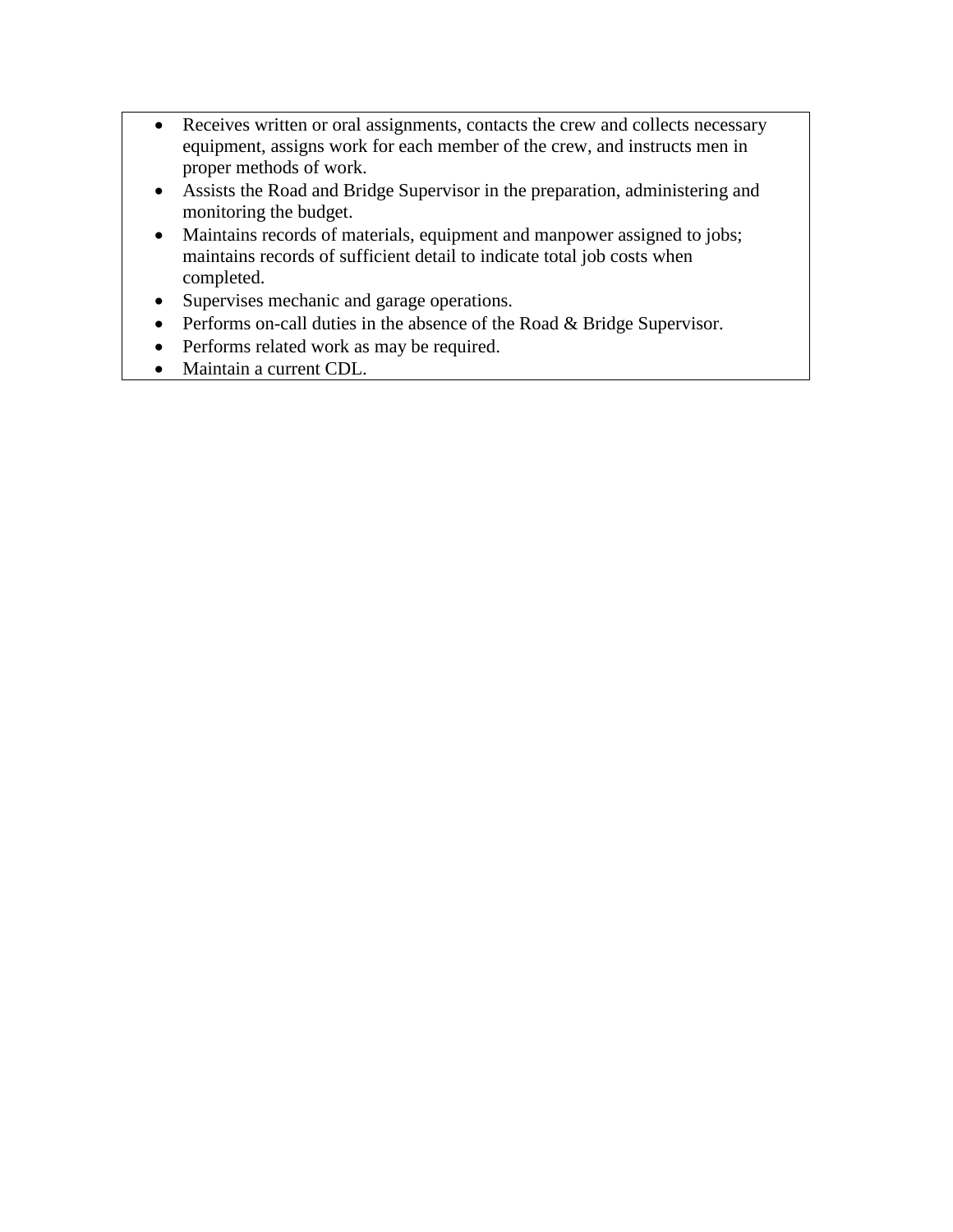- Receives written or oral assignments, contacts the crew and collects necessary equipment, assigns work for each member of the crew, and instructs men in proper methods of work.
- Assists the Road and Bridge Supervisor in the preparation, administering and monitoring the budget.
- Maintains records of materials, equipment and manpower assigned to jobs; maintains records of sufficient detail to indicate total job costs when completed.
- Supervises mechanic and garage operations.
- Performs on-call duties in the absence of the Road & Bridge Supervisor.
- Performs related work as may be required.
- Maintain a current CDL.